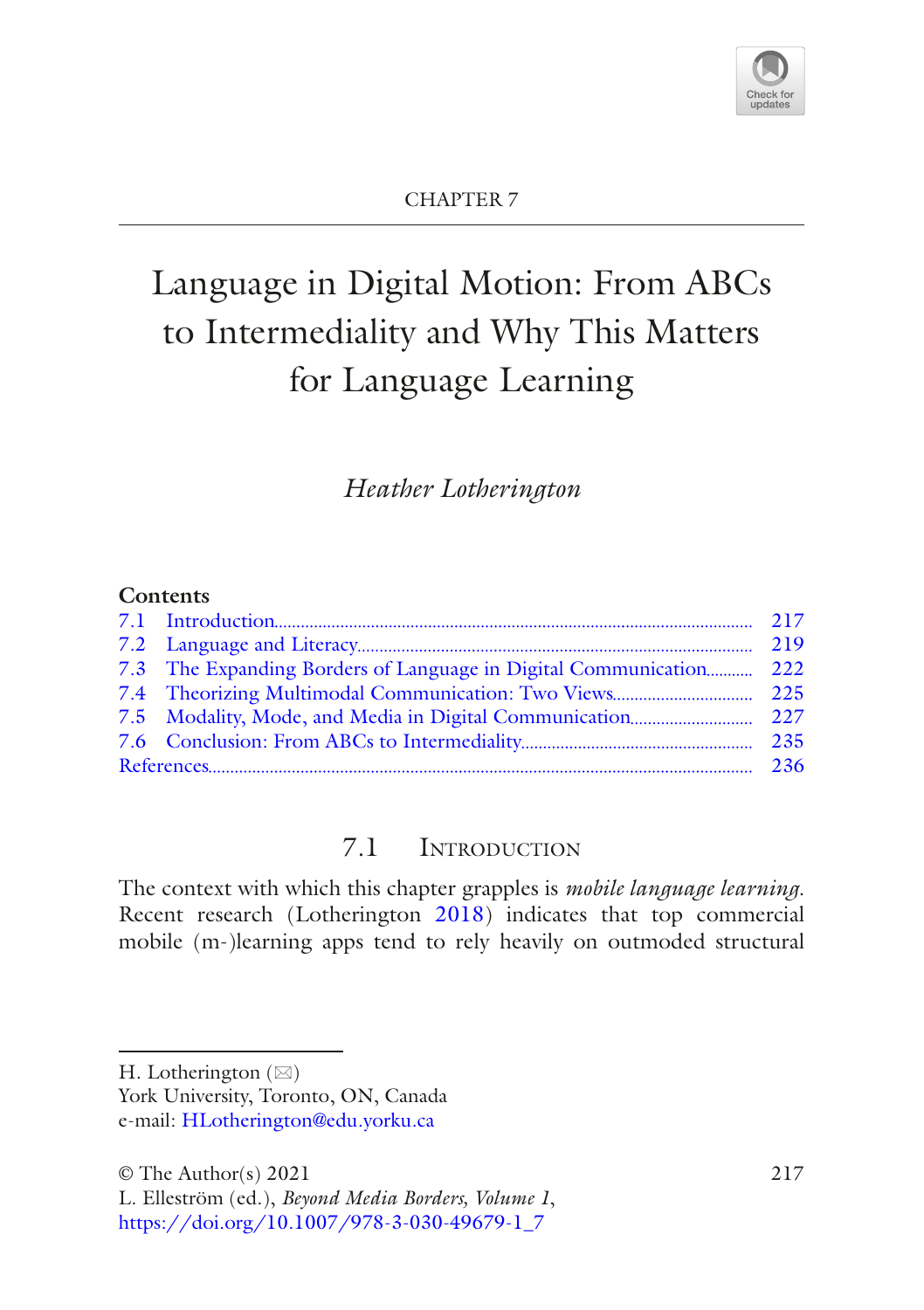CHAPTER 7

# Language in Digital Motion: From ABCs to Intermediality and Why This Matters for Language Learning

*Heather Lotherington*

**Contents**

| | | |
|---|---|---|
| 7.1 | Introduction | 217 |
| 7.2 | Language and Literacy | 219 |
| 7.3 | The Expanding Borders of Language in Digital Communication | 222 |
| 7.4 | Theorizing Multimodal Communication: Two Views | 225 |
| 7.5 | Modality, Mode, and Media in Digital Communication | 227 |
| 7.6 | Conclusion: From ABCs to Intermediality | 235 |
| References | | 236 |

## 7.1 Introduction

The context with which this chapter grapples is *mobile language learning*. Recent research (Lotherington 2018) indicates that top commercial mobile (m-)learning apps tend to rely heavily on outmoded structural

---

H. Lotherington (✉)
York University, Toronto, ON, Canada
e-mail: HLotherington@edu.yorku.ca

© The Author(s) 2021
L. Elleström (ed.), *Beyond Media Borders, Volume 1*,
https://doi.org/10.1007/978-3-030-49679-1_7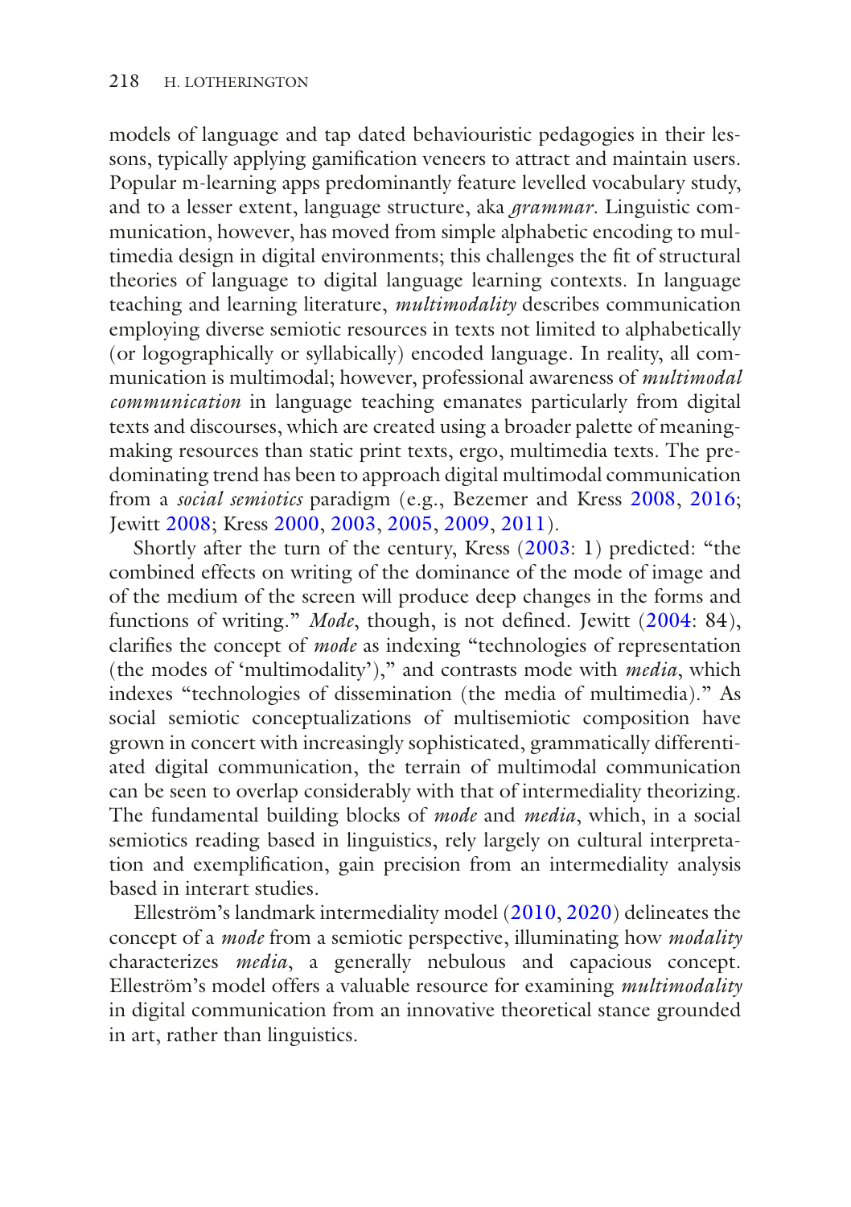models of language and tap dated behaviouristic pedagogies in their lessons, typically applying gamification veneers to attract and maintain users. Popular m-learning apps predominantly feature levelled vocabulary study, and to a lesser extent, language structure, aka *grammar*. Linguistic communication, however, has moved from simple alphabetic encoding to multimedia design in digital environments; this challenges the fit of structural theories of language to digital language learning contexts. In language teaching and learning literature, *multimodality* describes communication employing diverse semiotic resources in texts not limited to alphabetically (or logographically or syllabically) encoded language. In reality, all communication is multimodal; however, professional awareness of *multimodal communication* in language teaching emanates particularly from digital texts and discourses, which are created using a broader palette of meaning-making resources than static print texts, ergo, multimedia texts. The predominating trend has been to approach digital multimodal communication from a *social semiotics* paradigm (e.g., Bezemer and Kress 2008, 2016; Jewitt 2008; Kress 2000, 2003, 2005, 2009, 2011).

Shortly after the turn of the century, Kress (2003: 1) predicted: "the combined effects on writing of the dominance of the mode of image and of the medium of the screen will produce deep changes in the forms and functions of writing." *Mode*, though, is not defined. Jewitt (2004: 84), clarifies the concept of *mode* as indexing "technologies of representation (the modes of 'multimodality')," and contrasts mode with *media*, which indexes "technologies of dissemination (the media of multimedia)." As social semiotic conceptualizations of multisemiotic composition have grown in concert with increasingly sophisticated, grammatically differentiated digital communication, the terrain of multimodal communication can be seen to overlap considerably with that of intermediality theorizing. The fundamental building blocks of *mode* and *media*, which, in a social semiotics reading based in linguistics, rely largely on cultural interpretation and exemplification, gain precision from an intermediality analysis based in interart studies.

Elleström's landmark intermediality model (2010, 2020) delineates the concept of a *mode* from a semiotic perspective, illuminating how *modality* characterizes *media*, a generally nebulous and capacious concept. Elleström's model offers a valuable resource for examining *multimodality* in digital communication from an innovative theoretical stance grounded in art, rather than linguistics.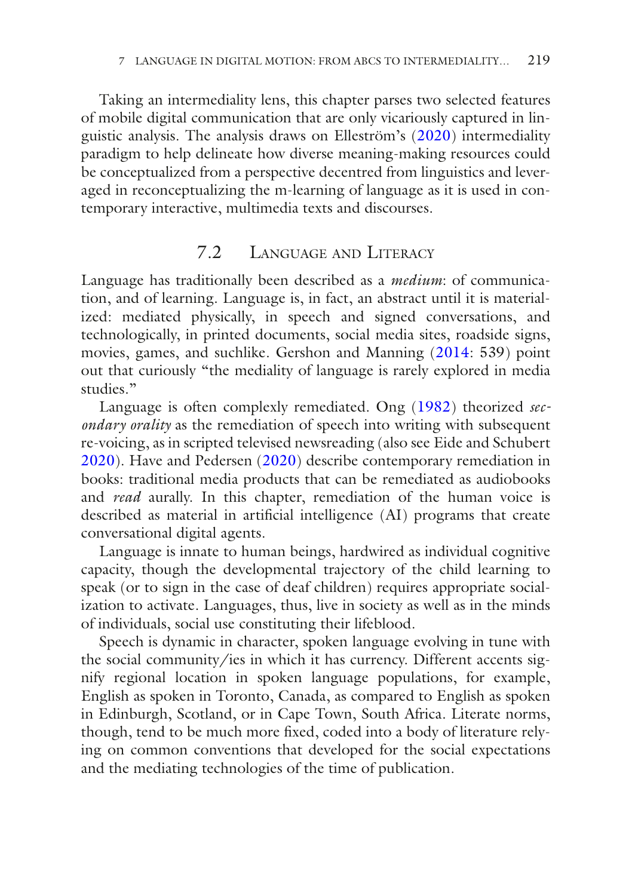Taking an intermediality lens, this chapter parses two selected features of mobile digital communication that are only vicariously captured in linguistic analysis. The analysis draws on Elleström's (2020) intermediality paradigm to help delineate how diverse meaning-making resources could be conceptualized from a perspective decentred from linguistics and leveraged in reconceptualizing the m-learning of language as it is used in contemporary interactive, multimedia texts and discourses.

## 7.2 Language and Literacy

Language has traditionally been described as a *medium*: of communication, and of learning. Language is, in fact, an abstract until it is materialized: mediated physically, in speech and signed conversations, and technologically, in printed documents, social media sites, roadside signs, movies, games, and suchlike. Gershon and Manning (2014: 539) point out that curiously "the mediality of language is rarely explored in media studies."

Language is often complexly remediated. Ong (1982) theorized *secondary orality* as the remediation of speech into writing with subsequent re-voicing, as in scripted televised newsreading (also see Eide and Schubert 2020). Have and Pedersen (2020) describe contemporary remediation in books: traditional media products that can be remediated as audiobooks and *read* aurally. In this chapter, remediation of the human voice is described as material in artificial intelligence (AI) programs that create conversational digital agents.

Language is innate to human beings, hardwired as individual cognitive capacity, though the developmental trajectory of the child learning to speak (or to sign in the case of deaf children) requires appropriate socialization to activate. Languages, thus, live in society as well as in the minds of individuals, social use constituting their lifeblood.

Speech is dynamic in character, spoken language evolving in tune with the social community/ies in which it has currency. Different accents signify regional location in spoken language populations, for example, English as spoken in Toronto, Canada, as compared to English as spoken in Edinburgh, Scotland, or in Cape Town, South Africa. Literate norms, though, tend to be much more fixed, coded into a body of literature relying on common conventions that developed for the social expectations and the mediating technologies of the time of publication.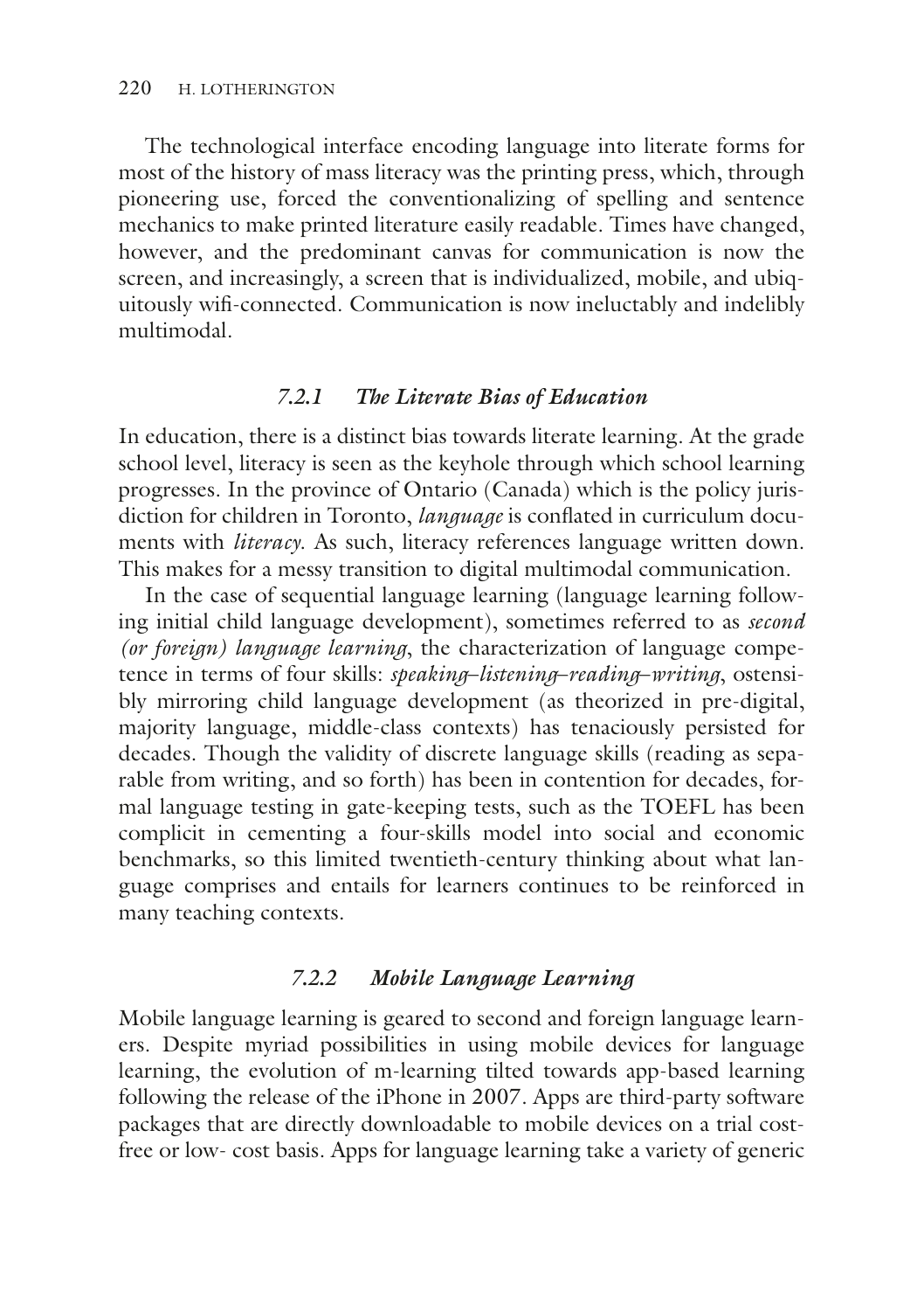The technological interface encoding language into literate forms for most of the history of mass literacy was the printing press, which, through pioneering use, forced the conventionalizing of spelling and sentence mechanics to make printed literature easily readable. Times have changed, however, and the predominant canvas for communication is now the screen, and increasingly, a screen that is individualized, mobile, and ubiquitously wifi-connected. Communication is now ineluctably and indelibly multimodal.

### *7.2.1 The Literate Bias of Education*

In education, there is a distinct bias towards literate learning. At the grade school level, literacy is seen as the keyhole through which school learning progresses. In the province of Ontario (Canada) which is the policy jurisdiction for children in Toronto, *language* is conflated in curriculum documents with *literacy*. As such, literacy references language written down. This makes for a messy transition to digital multimodal communication.

In the case of sequential language learning (language learning following initial child language development), sometimes referred to as *second (or foreign) language learning*, the characterization of language competence in terms of four skills: *speaking–listening–reading–writing*, ostensibly mirroring child language development (as theorized in pre-digital, majority language, middle-class contexts) has tenaciously persisted for decades. Though the validity of discrete language skills (reading as separable from writing, and so forth) has been in contention for decades, formal language testing in gate-keeping tests, such as the TOEFL has been complicit in cementing a four-skills model into social and economic benchmarks, so this limited twentieth-century thinking about what language comprises and entails for learners continues to be reinforced in many teaching contexts.

### *7.2.2 Mobile Language Learning*

Mobile language learning is geared to second and foreign language learners. Despite myriad possibilities in using mobile devices for language learning, the evolution of m-learning tilted towards app-based learning following the release of the iPhone in 2007. Apps are third-party software packages that are directly downloadable to mobile devices on a trial cost-free or low- cost basis. Apps for language learning take a variety of generic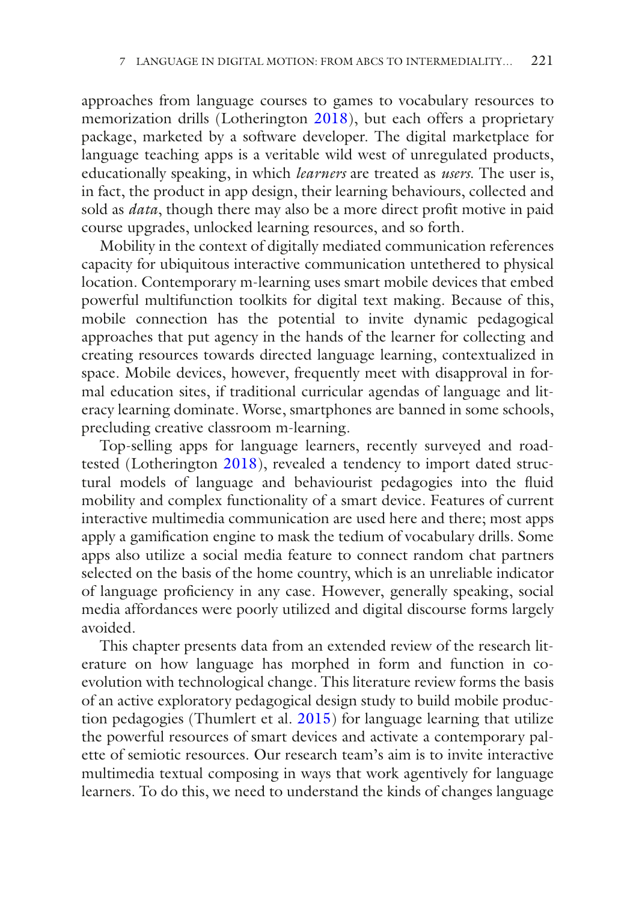approaches from language courses to games to vocabulary resources to memorization drills (Lotherington 2018), but each offers a proprietary package, marketed by a software developer. The digital marketplace for language teaching apps is a veritable wild west of unregulated products, educationally speaking, in which *learners* are treated as *users*. The user is, in fact, the product in app design, their learning behaviours, collected and sold as *data*, though there may also be a more direct profit motive in paid course upgrades, unlocked learning resources, and so forth.

Mobility in the context of digitally mediated communication references capacity for ubiquitous interactive communication untethered to physical location. Contemporary m-learning uses smart mobile devices that embed powerful multifunction toolkits for digital text making. Because of this, mobile connection has the potential to invite dynamic pedagogical approaches that put agency in the hands of the learner for collecting and creating resources towards directed language learning, contextualized in space. Mobile devices, however, frequently meet with disapproval in formal education sites, if traditional curricular agendas of language and literacy learning dominate. Worse, smartphones are banned in some schools, precluding creative classroom m-learning.

Top-selling apps for language learners, recently surveyed and road-tested (Lotherington 2018), revealed a tendency to import dated structural models of language and behaviourist pedagogies into the fluid mobility and complex functionality of a smart device. Features of current interactive multimedia communication are used here and there; most apps apply a gamification engine to mask the tedium of vocabulary drills. Some apps also utilize a social media feature to connect random chat partners selected on the basis of the home country, which is an unreliable indicator of language proficiency in any case. However, generally speaking, social media affordances were poorly utilized and digital discourse forms largely avoided.

This chapter presents data from an extended review of the research literature on how language has morphed in form and function in co-evolution with technological change. This literature review forms the basis of an active exploratory pedagogical design study to build mobile production pedagogies (Thumlert et al. 2015) for language learning that utilize the powerful resources of smart devices and activate a contemporary palette of semiotic resources. Our research team's aim is to invite interactive multimedia textual composing in ways that work agentively for language learners. To do this, we need to understand the kinds of changes language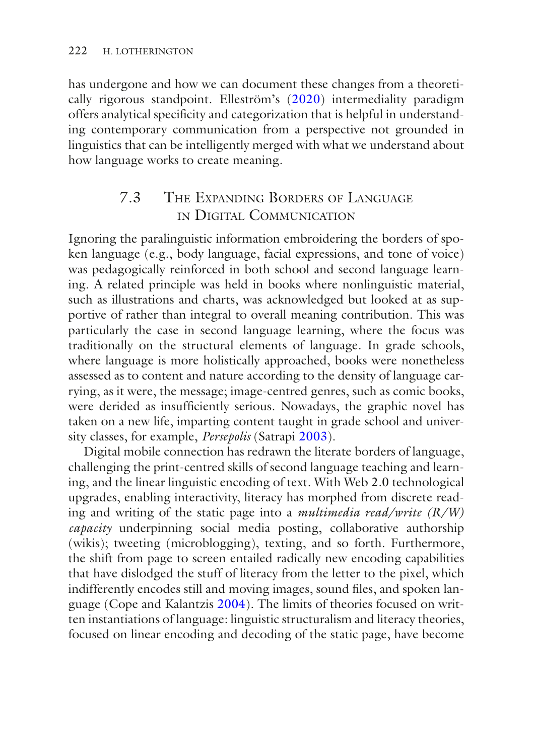has undergone and how we can document these changes from a theoretically rigorous standpoint. Elleström's (2020) intermediality paradigm offers analytical specificity and categorization that is helpful in understanding contemporary communication from a perspective not grounded in linguistics that can be intelligently merged with what we understand about how language works to create meaning.

## 7.3 The Expanding Borders of Language in Digital Communication

Ignoring the paralinguistic information embroidering the borders of spoken language (e.g., body language, facial expressions, and tone of voice) was pedagogically reinforced in both school and second language learning. A related principle was held in books where nonlinguistic material, such as illustrations and charts, was acknowledged but looked at as supportive of rather than integral to overall meaning contribution. This was particularly the case in second language learning, where the focus was traditionally on the structural elements of language. In grade schools, where language is more holistically approached, books were nonetheless assessed as to content and nature according to the density of language carrying, as it were, the message; image-centred genres, such as comic books, were derided as insufficiently serious. Nowadays, the graphic novel has taken on a new life, imparting content taught in grade school and university classes, for example, *Persepolis* (Satrapi 2003).

Digital mobile connection has redrawn the literate borders of language, challenging the print-centred skills of second language teaching and learning, and the linear linguistic encoding of text. With Web 2.0 technological upgrades, enabling interactivity, literacy has morphed from discrete reading and writing of the static page into a *multimedia read/write (R/W) capacity* underpinning social media posting, collaborative authorship (wikis); tweeting (microblogging), texting, and so forth. Furthermore, the shift from page to screen entailed radically new encoding capabilities that have dislodged the stuff of literacy from the letter to the pixel, which indifferently encodes still and moving images, sound files, and spoken language (Cope and Kalantzis 2004). The limits of theories focused on written instantiations of language: linguistic structuralism and literacy theories, focused on linear encoding and decoding of the static page, have become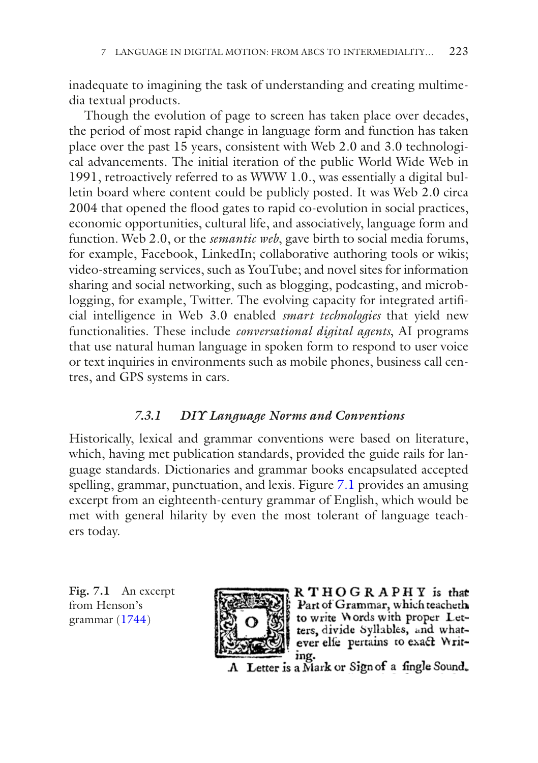inadequate to imagining the task of understanding and creating multimedia textual products.

Though the evolution of page to screen has taken place over decades, the period of most rapid change in language form and function has taken place over the past 15 years, consistent with Web 2.0 and 3.0 technological advancements. The initial iteration of the public World Wide Web in 1991, retroactively referred to as WWW 1.0., was essentially a digital bulletin board where content could be publicly posted. It was Web 2.0 circa 2004 that opened the flood gates to rapid co-evolution in social practices, economic opportunities, cultural life, and associatively, language form and function. Web 2.0, or the *semantic web*, gave birth to social media forums, for example, Facebook, LinkedIn; collaborative authoring tools or wikis; video-streaming services, such as YouTube; and novel sites for information sharing and social networking, such as blogging, podcasting, and microblogging, for example, Twitter. The evolving capacity for integrated artificial intelligence in Web 3.0 enabled *smart technologies* that yield new functionalities. These include *conversational digital agents*, AI programs that use natural human language in spoken form to respond to user voice or text inquiries in environments such as mobile phones, business call centres, and GPS systems in cars.

### 7.3.1 DIY Language Norms and Conventions

Historically, lexical and grammar conventions were based on literature, which, having met publication standards, provided the guide rails for language standards. Dictionaries and grammar books encapsulated accepted spelling, grammar, punctuation, and lexis. Figure 7.1 provides an amusing excerpt from an eighteenth-century grammar of English, which would be met with general hilarity by even the most tolerant of language teachers today.

ORTHOGRAPHY is that Part of Grammar, which teacheth to write Words with proper Letters, divide Syllables, and whatever elſe pertains to exact Writing.

A Letter is a Mark or Sign of a ſingle Sound.

**Fig. 7.1** An excerpt from Henson's grammar (1744)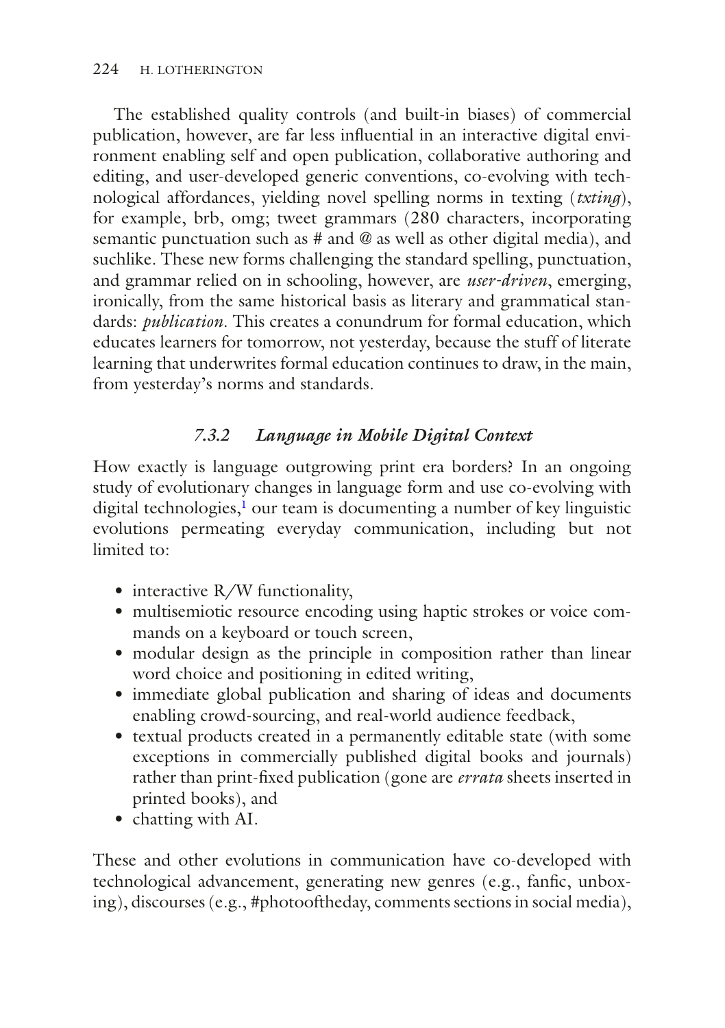The established quality controls (and built-in biases) of commercial publication, however, are far less influential in an interactive digital environment enabling self and open publication, collaborative authoring and editing, and user-developed generic conventions, co-evolving with technological affordances, yielding novel spelling norms in texting (*txting*), for example, brb, omg; tweet grammars (280 characters, incorporating semantic punctuation such as # and @ as well as other digital media), and suchlike. These new forms challenging the standard spelling, punctuation, and grammar relied on in schooling, however, are *user-driven*, emerging, ironically, from the same historical basis as literary and grammatical standards: *publication*. This creates a conundrum for formal education, which educates learners for tomorrow, not yesterday, because the stuff of literate learning that underwrites formal education continues to draw, in the main, from yesterday's norms and standards.

### *7.3.2 Language in Mobile Digital Context*

How exactly is language outgrowing print era borders? In an ongoing study of evolutionary changes in language form and use co-evolving with digital technologies,[1] our team is documenting a number of key linguistic evolutions permeating everyday communication, including but not limited to:

- interactive R/W functionality,
- multisemiotic resource encoding using haptic strokes or voice commands on a keyboard or touch screen,
- modular design as the principle in composition rather than linear word choice and positioning in edited writing,
- immediate global publication and sharing of ideas and documents enabling crowd-sourcing, and real-world audience feedback,
- textual products created in a permanently editable state (with some exceptions in commercially published digital books and journals) rather than print-fixed publication (gone are *errata* sheets inserted in printed books), and
- chatting with AI.

These and other evolutions in communication have co-developed with technological advancement, generating new genres (e.g., fanfic, unboxing), discourses (e.g., #photooftheday, comments sections in social media),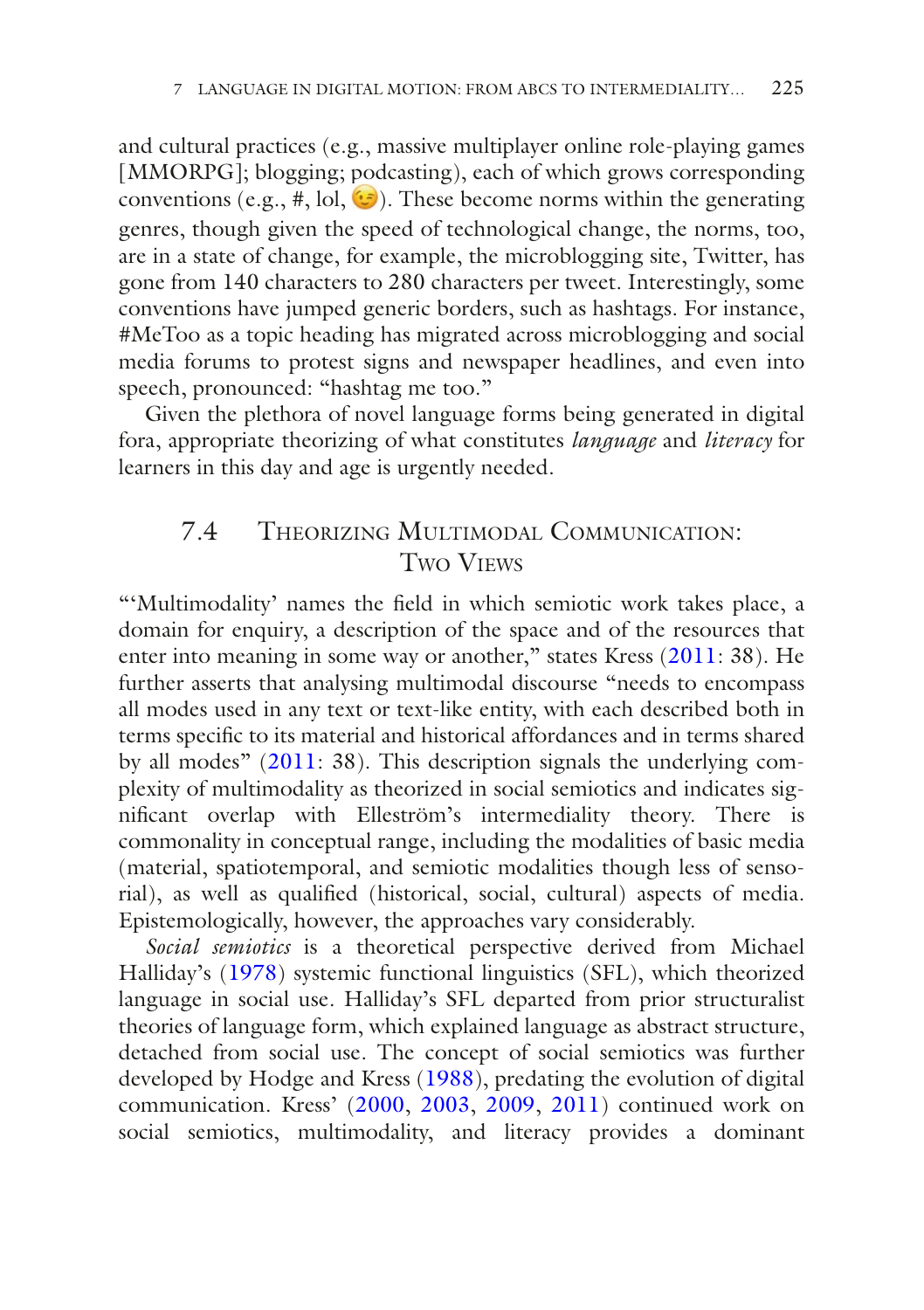and cultural practices (e.g., massive multiplayer online role-playing games [MMORPG]; blogging; podcasting), each of which grows corresponding conventions (e.g., #, lol, 😉). These become norms within the generating genres, though given the speed of technological change, the norms, too, are in a state of change, for example, the microblogging site, Twitter, has gone from 140 characters to 280 characters per tweet. Interestingly, some conventions have jumped generic borders, such as hashtags. For instance, #MeToo as a topic heading has migrated across microblogging and social media forums to protest signs and newspaper headlines, and even into speech, pronounced: "hashtag me too."

Given the plethora of novel language forms being generated in digital fora, appropriate theorizing of what constitutes *language* and *literacy* for learners in this day and age is urgently needed.

## 7.4 Theorizing Multimodal Communication: Two Views

"'Multimodality' names the field in which semiotic work takes place, a domain for enquiry, a description of the space and of the resources that enter into meaning in some way or another," states Kress (2011: 38). He further asserts that analysing multimodal discourse "needs to encompass all modes used in any text or text-like entity, with each described both in terms specific to its material and historical affordances and in terms shared by all modes" (2011: 38). This description signals the underlying complexity of multimodality as theorized in social semiotics and indicates significant overlap with Elleström's intermediality theory. There is commonality in conceptual range, including the modalities of basic media (material, spatiotemporal, and semiotic modalities though less of sensorial), as well as qualified (historical, social, cultural) aspects of media. Epistemologically, however, the approaches vary considerably.

*Social semiotics* is a theoretical perspective derived from Michael Halliday's (1978) systemic functional linguistics (SFL), which theorized language in social use. Halliday's SFL departed from prior structuralist theories of language form, which explained language as abstract structure, detached from social use. The concept of social semiotics was further developed by Hodge and Kress (1988), predating the evolution of digital communication. Kress' (2000, 2003, 2009, 2011) continued work on social semiotics, multimodality, and literacy provides a dominant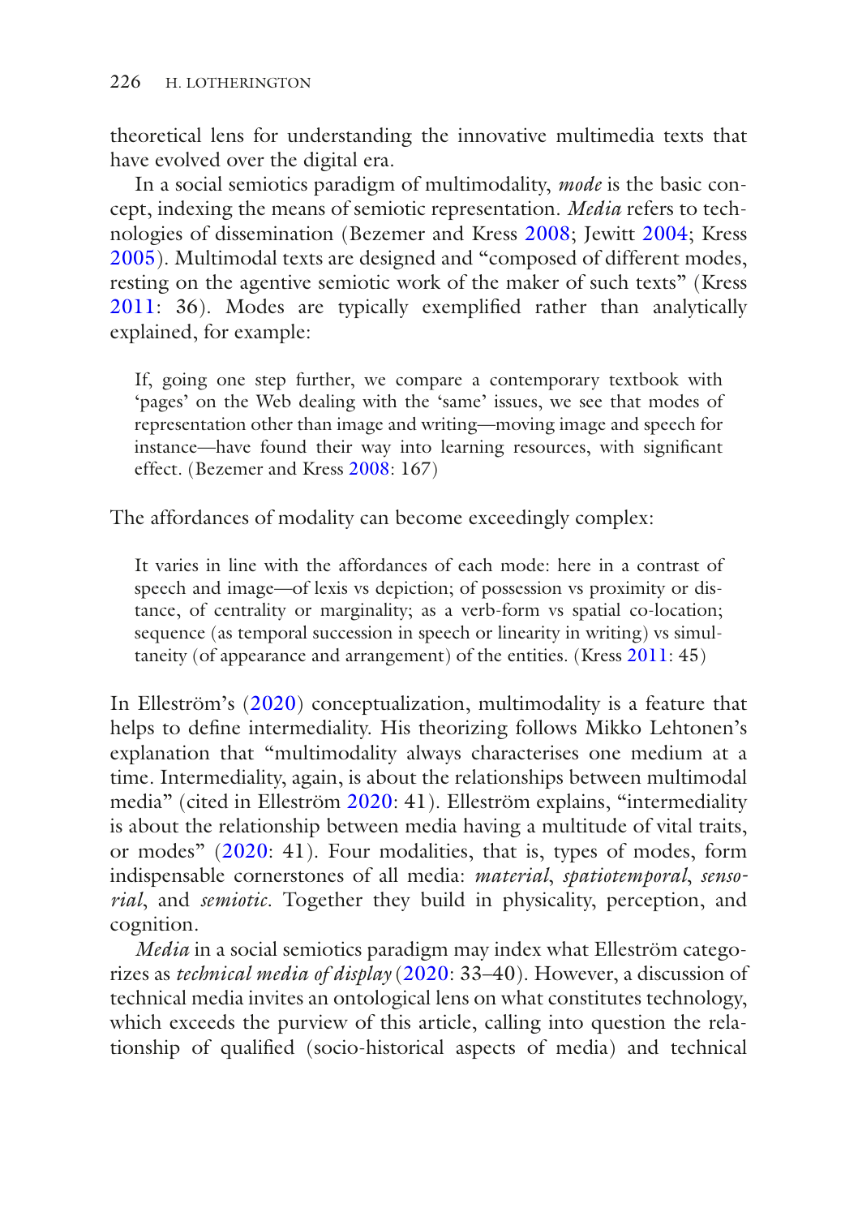theoretical lens for understanding the innovative multimedia texts that have evolved over the digital era.

In a social semiotics paradigm of multimodality, *mode* is the basic concept, indexing the means of semiotic representation. *Media* refers to technologies of dissemination (Bezemer and Kress 2008; Jewitt 2004; Kress 2005). Multimodal texts are designed and "composed of different modes, resting on the agentive semiotic work of the maker of such texts" (Kress 2011: 36). Modes are typically exemplified rather than analytically explained, for example:

> If, going one step further, we compare a contemporary textbook with 'pages' on the Web dealing with the 'same' issues, we see that modes of representation other than image and writing—moving image and speech for instance—have found their way into learning resources, with significant effect. (Bezemer and Kress 2008: 167)

The affordances of modality can become exceedingly complex:

> It varies in line with the affordances of each mode: here in a contrast of speech and image—of lexis vs depiction; of possession vs proximity or distance, of centrality or marginality; as a verb-form vs spatial co-location; sequence (as temporal succession in speech or linearity in writing) vs simultaneity (of appearance and arrangement) of the entities. (Kress 2011: 45)

In Elleström's (2020) conceptualization, multimodality is a feature that helps to define intermediality. His theorizing follows Mikko Lehtonen's explanation that "multimodality always characterises one medium at a time. Intermediality, again, is about the relationships between multimodal media" (cited in Elleström 2020: 41). Elleström explains, "intermediality is about the relationship between media having a multitude of vital traits, or modes" (2020: 41). Four modalities, that is, types of modes, form indispensable cornerstones of all media: *material*, *spatiotemporal*, *sensorial*, and *semiotic*. Together they build in physicality, perception, and cognition.

*Media* in a social semiotics paradigm may index what Elleström categorizes as *technical media of display* (2020: 33–40). However, a discussion of technical media invites an ontological lens on what constitutes technology, which exceeds the purview of this article, calling into question the relationship of qualified (socio-historical aspects of media) and technical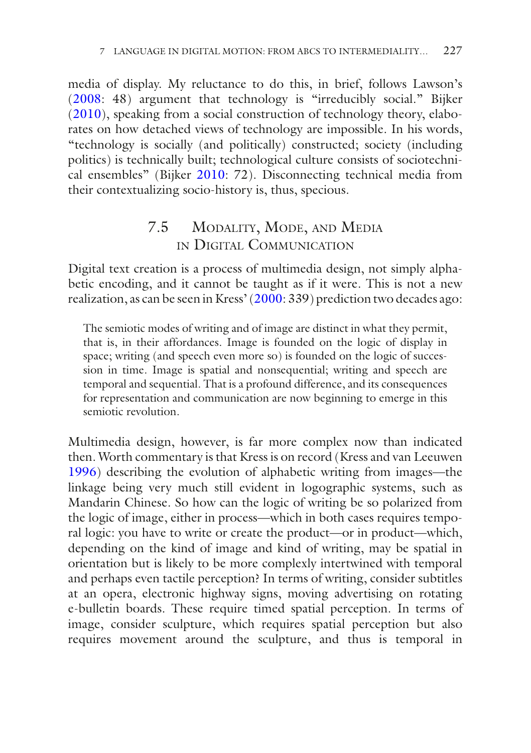media of display. My reluctance to do this, in brief, follows Lawson's (2008: 48) argument that technology is "irreducibly social." Bijker (2010), speaking from a social construction of technology theory, elaborates on how detached views of technology are impossible. In his words, "technology is socially (and politically) constructed; society (including politics) is technically built; technological culture consists of sociotechnical ensembles" (Bijker 2010: 72). Disconnecting technical media from their contextualizing socio-history is, thus, specious.

## 7.5 Modality, Mode, and Media in Digital Communication

Digital text creation is a process of multimedia design, not simply alphabetic encoding, and it cannot be taught as if it were. This is not a new realization, as can be seen in Kress' (2000: 339) prediction two decades ago:

> The semiotic modes of writing and of image are distinct in what they permit, that is, in their affordances. Image is founded on the logic of display in space; writing (and speech even more so) is founded on the logic of succession in time. Image is spatial and nonsequential; writing and speech are temporal and sequential. That is a profound difference, and its consequences for representation and communication are now beginning to emerge in this semiotic revolution.

Multimedia design, however, is far more complex now than indicated then. Worth commentary is that Kress is on record (Kress and van Leeuwen 1996) describing the evolution of alphabetic writing from images—the linkage being very much still evident in logographic systems, such as Mandarin Chinese. So how can the logic of writing be so polarized from the logic of image, either in process—which in both cases requires temporal logic: you have to write or create the product—or in product—which, depending on the kind of image and kind of writing, may be spatial in orientation but is likely to be more complexly intertwined with temporal and perhaps even tactile perception? In terms of writing, consider subtitles at an opera, electronic highway signs, moving advertising on rotating e-bulletin boards. These require timed spatial perception. In terms of image, consider sculpture, which requires spatial perception but also requires movement around the sculpture, and thus is temporal in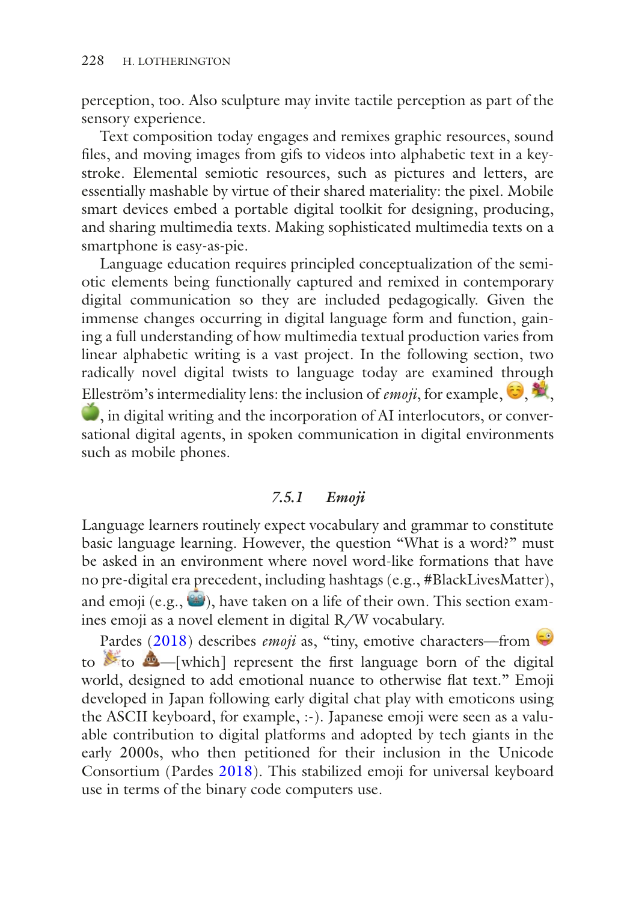perception, too. Also sculpture may invite tactile perception as part of the sensory experience.

Text composition today engages and remixes graphic resources, sound files, and moving images from gifs to videos into alphabetic text in a keystroke. Elemental semiotic resources, such as pictures and letters, are essentially mashable by virtue of their shared materiality: the pixel. Mobile smart devices embed a portable digital toolkit for designing, producing, and sharing multimedia texts. Making sophisticated multimedia texts on a smartphone is easy-as-pie.

Language education requires principled conceptualization of the semiotic elements being functionally captured and remixed in contemporary digital communication so they are included pedagogically. Given the immense changes occurring in digital language form and function, gaining a full understanding of how multimedia textual production varies from linear alphabetic writing is a vast project. In the following section, two radically novel digital twists to language today are examined through Elleström's intermediality lens: the inclusion of *emoji*, for example, ☺️, 💐, 🍏, in digital writing and the incorporation of AI interlocutors, or conversational digital agents, in spoken communication in digital environments such as mobile phones.

### 7.5.1 *Emoji*

Language learners routinely expect vocabulary and grammar to constitute basic language learning. However, the question "What is a word?" must be asked in an environment where novel word-like formations that have no pre-digital era precedent, including hashtags (e.g., #BlackLivesMatter), and emoji (e.g., 🤖), have taken on a life of their own. This section examines emoji as a novel element in digital R/W vocabulary.

Pardes (2018) describes *emoji* as, "tiny, emotive characters—from 😜 to 🎉 to 💩—[which] represent the first language born of the digital world, designed to add emotional nuance to otherwise flat text." Emoji developed in Japan following early digital chat play with emoticons using the ASCII keyboard, for example, :-). Japanese emoji were seen as a valuable contribution to digital platforms and adopted by tech giants in the early 2000s, who then petitioned for their inclusion in the Unicode Consortium (Pardes 2018). This stabilized emoji for universal keyboard use in terms of the binary code computers use.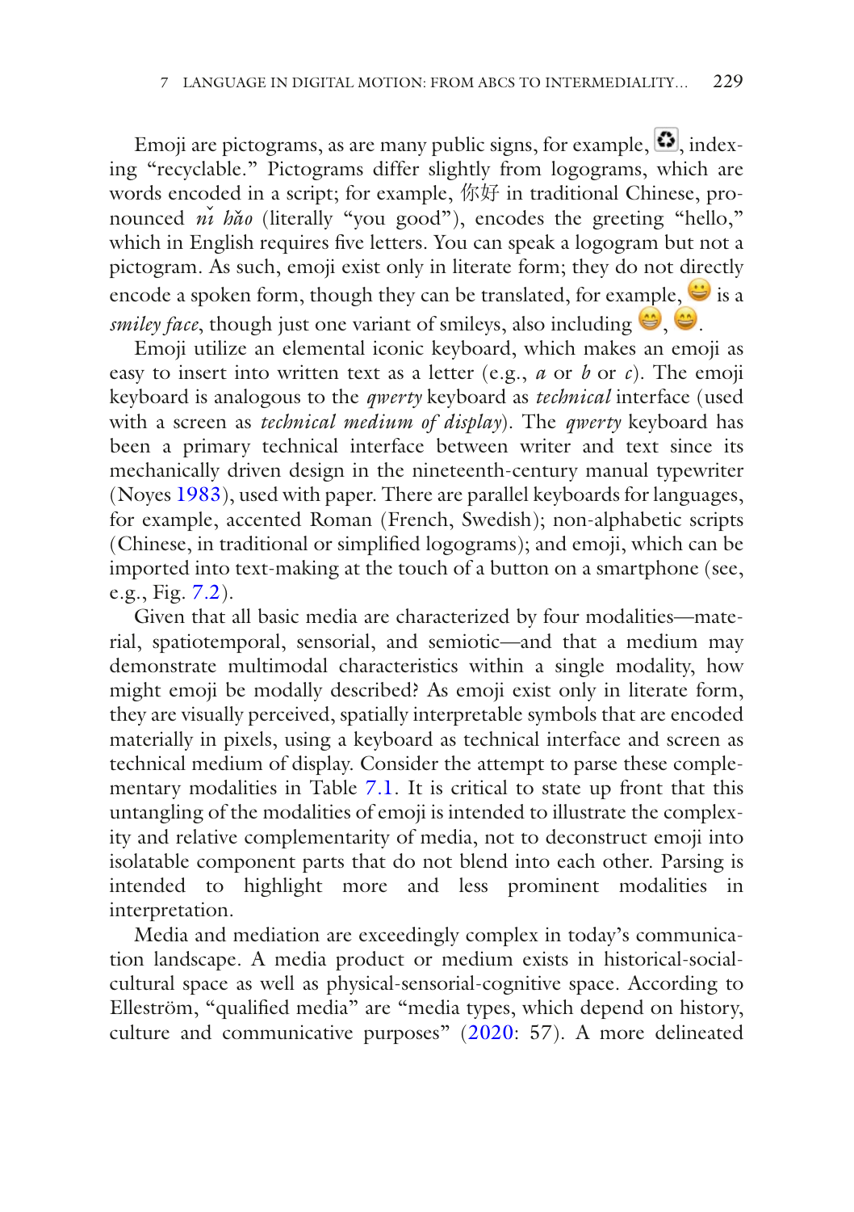Emoji are pictograms, as are many public signs, for example, ♻️, indexing "recyclable." Pictograms differ slightly from logograms, which are words encoded in a script; for example, 你好 in traditional Chinese, pronounced *nǐ hǎo* (literally "you good"), encodes the greeting "hello," which in English requires five letters. You can speak a logogram but not a pictogram. As such, emoji exist only in literate form; they do not directly encode a spoken form, though they can be translated, for example, 😀 is a *smiley face*, though just one variant of smileys, also including 😁, 😄.

Emoji utilize an elemental iconic keyboard, which makes an emoji as easy to insert into written text as a letter (e.g., *a* or *b* or *c*). The emoji keyboard is analogous to the *qwerty* keyboard as *technical* interface (used with a screen as *technical medium of display*). The *qwerty* keyboard has been a primary technical interface between writer and text since its mechanically driven design in the nineteenth-century manual typewriter (Noyes 1983), used with paper. There are parallel keyboards for languages, for example, accented Roman (French, Swedish); non-alphabetic scripts (Chinese, in traditional or simplified logograms); and emoji, which can be imported into text-making at the touch of a button on a smartphone (see, e.g., Fig. 7.2).

Given that all basic media are characterized by four modalities—material, spatiotemporal, sensorial, and semiotic—and that a medium may demonstrate multimodal characteristics within a single modality, how might emoji be modally described? As emoji exist only in literate form, they are visually perceived, spatially interpretable symbols that are encoded materially in pixels, using a keyboard as technical interface and screen as technical medium of display. Consider the attempt to parse these complementary modalities in Table 7.1. It is critical to state up front that this untangling of the modalities of emoji is intended to illustrate the complexity and relative complementarity of media, not to deconstruct emoji into isolatable component parts that do not blend into each other. Parsing is intended to highlight more and less prominent modalities in interpretation.

Media and mediation are exceedingly complex in today's communication landscape. A media product or medium exists in historical-social-cultural space as well as physical-sensorial-cognitive space. According to Elleström, "qualified media" are "media types, which depend on history, culture and communicative purposes" (2020: 57). A more delineated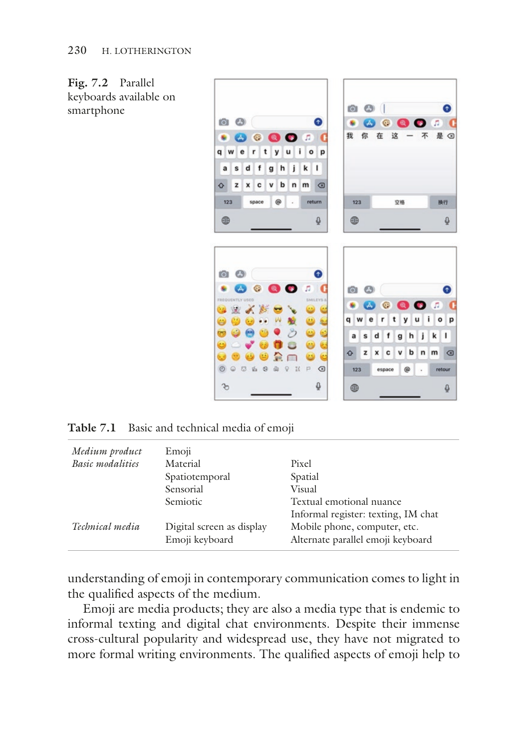**Fig. 7.2** Parallel keyboards available on smartphone

**Table 7.1** Basic and technical media of emoji

| | | |
|---|---|---|
| *Medium product* | Emoji | |
| *Basic modalities* | Material | Pixel |
| | Spatiotemporal | Spatial |
| | Sensorial | Visual |
| | Semiotic | Textual emotional nuance |
| | | Informal register: texting, IM chat |
| *Technical media* | Digital screen as display | Mobile phone, computer, etc. |
| | Emoji keyboard | Alternate parallel emoji keyboard |

understanding of emoji in contemporary communication comes to light in the qualified aspects of the medium.

Emoji are media products; they are also a media type that is endemic to informal texting and digital chat environments. Despite their immense cross-cultural popularity and widespread use, they have not migrated to more formal writing environments. The qualified aspects of emoji help to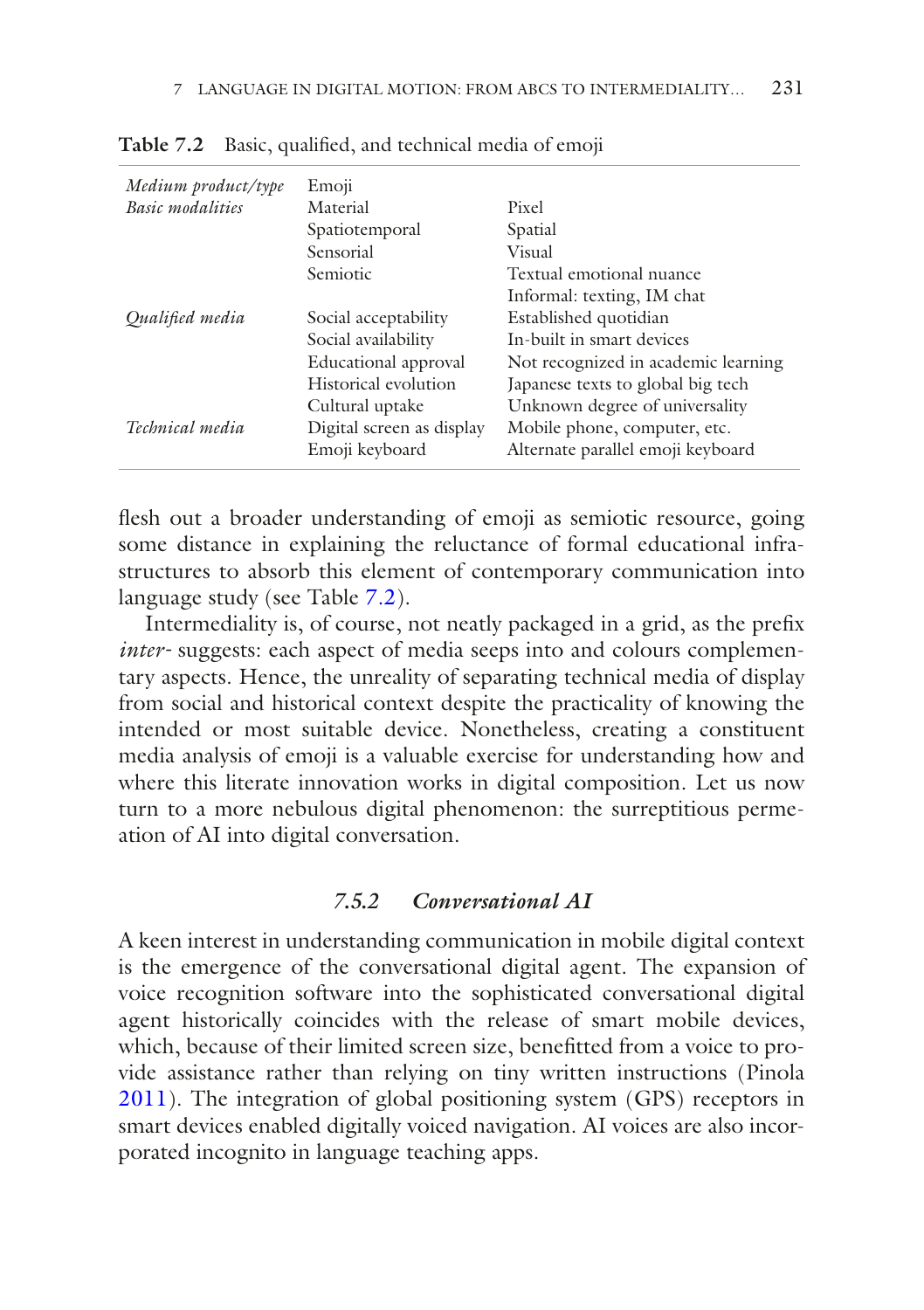**Table 7.2** Basic, qualified, and technical media of emoji

| *Medium product/type* | Emoji | |
|---|---|---|
| *Basic modalities* | Material | Pixel |
| | Spatiotemporal | Spatial |
| | Sensorial | Visual |
| | Semiotic | Textual emotional nuance |
| | | Informal: texting, IM chat |
| *Qualified media* | Social acceptability | Established quotidian |
| | Social availability | In-built in smart devices |
| | Educational approval | Not recognized in academic learning |
| | Historical evolution | Japanese texts to global big tech |
| | Cultural uptake | Unknown degree of universality |
| *Technical media* | Digital screen as display | Mobile phone, computer, etc. |
| | Emoji keyboard | Alternate parallel emoji keyboard |

flesh out a broader understanding of emoji as semiotic resource, going some distance in explaining the reluctance of formal educational infrastructures to absorb this element of contemporary communication into language study (see Table 7.2).

Intermediality is, of course, not neatly packaged in a grid, as the prefix *inter-* suggests: each aspect of media seeps into and colours complementary aspects. Hence, the unreality of separating technical media of display from social and historical context despite the practicality of knowing the intended or most suitable device. Nonetheless, creating a constituent media analysis of emoji is a valuable exercise for understanding how and where this literate innovation works in digital composition. Let us now turn to a more nebulous digital phenomenon: the surreptitious permeation of AI into digital conversation.

### *7.5.2 Conversational AI*

A keen interest in understanding communication in mobile digital context is the emergence of the conversational digital agent. The expansion of voice recognition software into the sophisticated conversational digital agent historically coincides with the release of smart mobile devices, which, because of their limited screen size, benefitted from a voice to provide assistance rather than relying on tiny written instructions (Pinola 2011). The integration of global positioning system (GPS) receptors in smart devices enabled digitally voiced navigation. AI voices are also incorporated incognito in language teaching apps.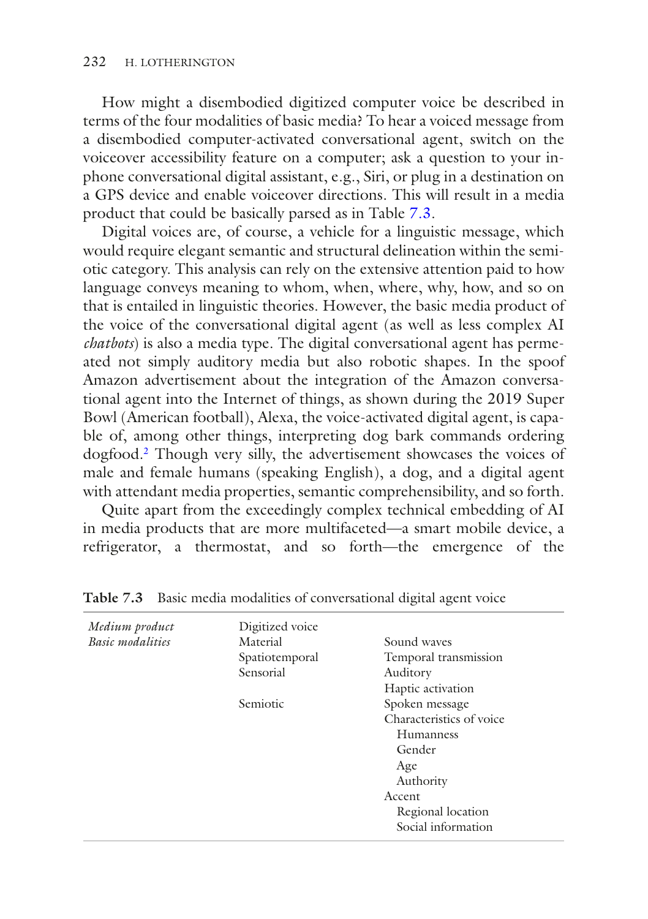How might a disembodied digitized computer voice be described in terms of the four modalities of basic media? To hear a voiced message from a disembodied computer-activated conversational agent, switch on the voiceover accessibility feature on a computer; ask a question to your in-phone conversational digital assistant, e.g., Siri, or plug in a destination on a GPS device and enable voiceover directions. This will result in a media product that could be basically parsed as in Table 7.3.

Digital voices are, of course, a vehicle for a linguistic message, which would require elegant semantic and structural delineation within the semiotic category. This analysis can rely on the extensive attention paid to how language conveys meaning to whom, when, where, why, how, and so on that is entailed in linguistic theories. However, the basic media product of the voice of the conversational digital agent (as well as less complex AI *chatbots*) is also a media type. The digital conversational agent has permeated not simply auditory media but also robotic shapes. In the spoof Amazon advertisement about the integration of the Amazon conversational agent into the Internet of things, as shown during the 2019 Super Bowl (American football), Alexa, the voice-activated digital agent, is capable of, among other things, interpreting dog bark commands ordering dogfood.[2] Though very silly, the advertisement showcases the voices of male and female humans (speaking English), a dog, and a digital agent with attendant media properties, semantic comprehensibility, and so forth.

Quite apart from the exceedingly complex technical embedding of AI in media products that are more multifaceted—a smart mobile device, a refrigerator, a thermostat, and so forth—the emergence of the

**Table 7.3** Basic media modalities of conversational digital agent voice

| | | |
|---|---|---|
| *Medium product* | Digitized voice | |
| *Basic modalities* | Material | Sound waves |
| | Spatiotemporal | Temporal transmission |
| | Sensorial | Auditory |
| | | Haptic activation |
| | Semiotic | Spoken message |
| | | Characteristics of voice |
| | | Humanness |
| | | Gender |
| | | Age |
| | | Authority |
| | | Accent |
| | | Regional location |
| | | Social information |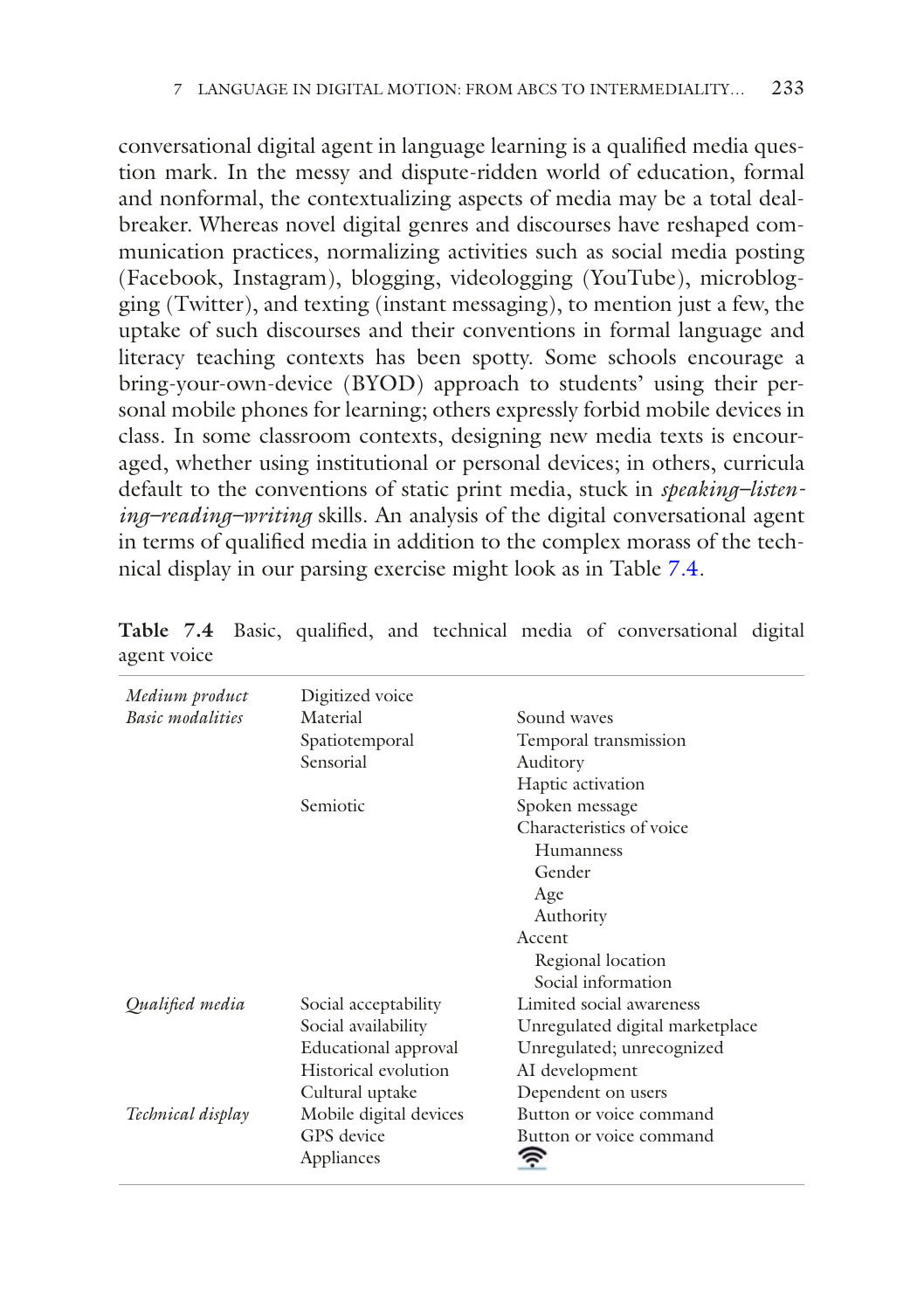conversational digital agent in language learning is a qualified media question mark. In the messy and dispute-ridden world of education, formal and nonformal, the contextualizing aspects of media may be a total deal-breaker. Whereas novel digital genres and discourses have reshaped communication practices, normalizing activities such as social media posting (Facebook, Instagram), blogging, videologging (YouTube), microblogging (Twitter), and texting (instant messaging), to mention just a few, the uptake of such discourses and their conventions in formal language and literacy teaching contexts has been spotty. Some schools encourage a bring-your-own-device (BYOD) approach to students' using their personal mobile phones for learning; others expressly forbid mobile devices in class. In some classroom contexts, designing new media texts is encouraged, whether using institutional or personal devices; in others, curricula default to the conventions of static print media, stuck in *speaking–listening–reading–writing* skills. An analysis of the digital conversational agent in terms of qualified media in addition to the complex morass of the technical display in our parsing exercise might look as in Table 7.4.

**Table 7.4** Basic, qualified, and technical media of conversational digital agent voice

| | | |
|---|---|---|
| *Medium product* | Digitized voice | |
| *Basic modalities* | Material | Sound waves |
| | Spatiotemporal | Temporal transmission |
| | Sensorial | Auditory |
| | | Haptic activation |
| | Semiotic | Spoken message |
| | | Characteristics of voice |
| | | Humanness |
| | | Gender |
| | | Age |
| | | Authority |
| | | Accent |
| | | Regional location |
| | | Social information |
| *Qualified media* | Social acceptability | Limited social awareness |
| | Social availability | Unregulated digital marketplace |
| | Educational approval | Unregulated; unrecognized |
| | Historical evolution | AI development |
| | Cultural uptake | Dependent on users |
| *Technical display* | Mobile digital devices | Button or voice command |
| | GPS device | Button or voice command |
| | Appliances | |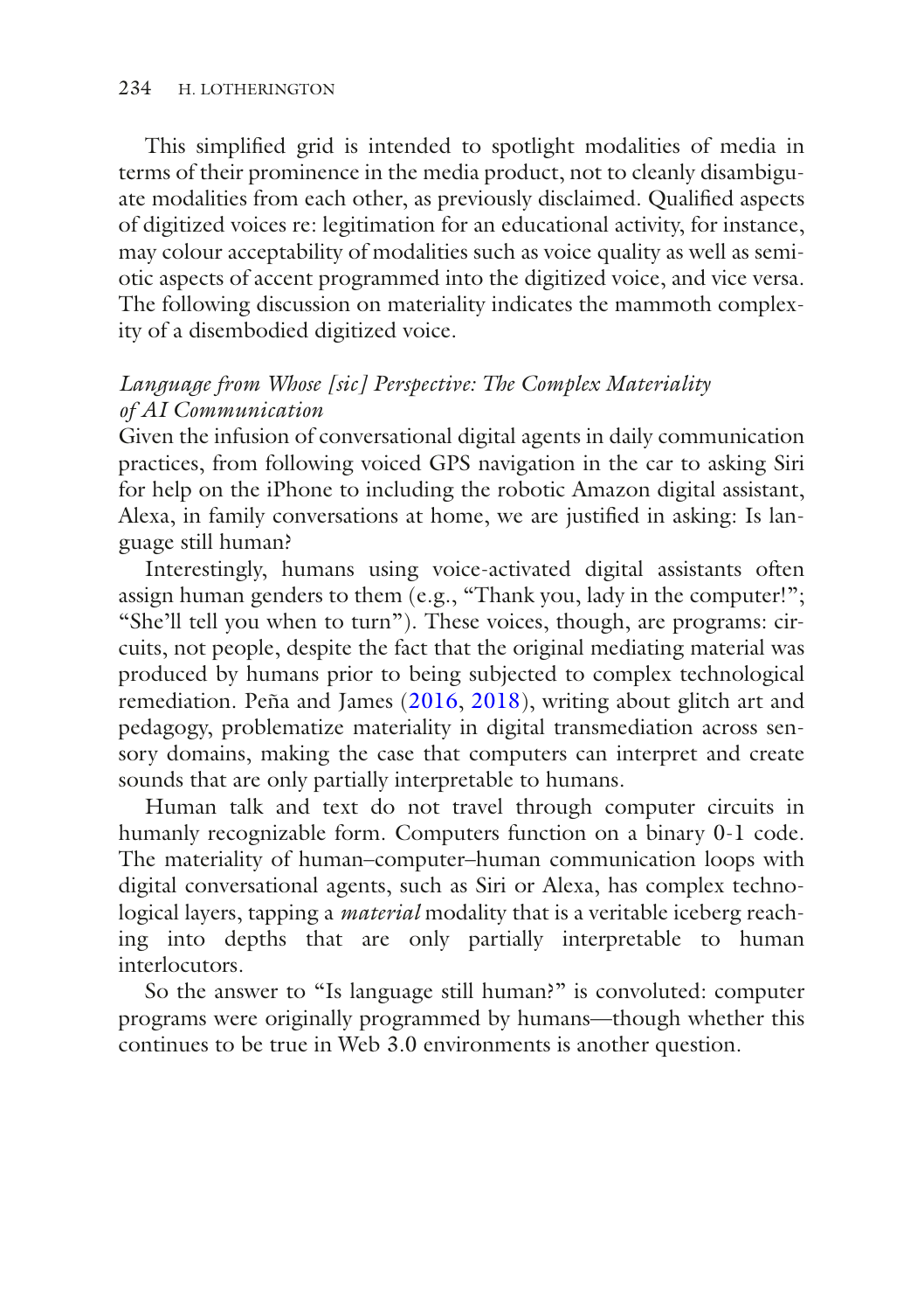This simplified grid is intended to spotlight modalities of media in terms of their prominence in the media product, not to cleanly disambiguate modalities from each other, as previously disclaimed. Qualified aspects of digitized voices re: legitimation for an educational activity, for instance, may colour acceptability of modalities such as voice quality as well as semiotic aspects of accent programmed into the digitized voice, and vice versa. The following discussion on materiality indicates the mammoth complexity of a disembodied digitized voice.

### *Language from Whose [sic] Perspective: The Complex Materiality of AI Communication*

Given the infusion of conversational digital agents in daily communication practices, from following voiced GPS navigation in the car to asking Siri for help on the iPhone to including the robotic Amazon digital assistant, Alexa, in family conversations at home, we are justified in asking: Is language still human?

Interestingly, humans using voice-activated digital assistants often assign human genders to them (e.g., "Thank you, lady in the computer!"; "She'll tell you when to turn"). These voices, though, are programs: circuits, not people, despite the fact that the original mediating material was produced by humans prior to being subjected to complex technological remediation. Peña and James (2016, 2018), writing about glitch art and pedagogy, problematize materiality in digital transmediation across sensory domains, making the case that computers can interpret and create sounds that are only partially interpretable to humans.

Human talk and text do not travel through computer circuits in humanly recognizable form. Computers function on a binary 0-1 code. The materiality of human–computer–human communication loops with digital conversational agents, such as Siri or Alexa, has complex technological layers, tapping a *material* modality that is a veritable iceberg reaching into depths that are only partially interpretable to human interlocutors.

So the answer to "Is language still human?" is convoluted: computer programs were originally programmed by humans—though whether this continues to be true in Web 3.0 environments is another question.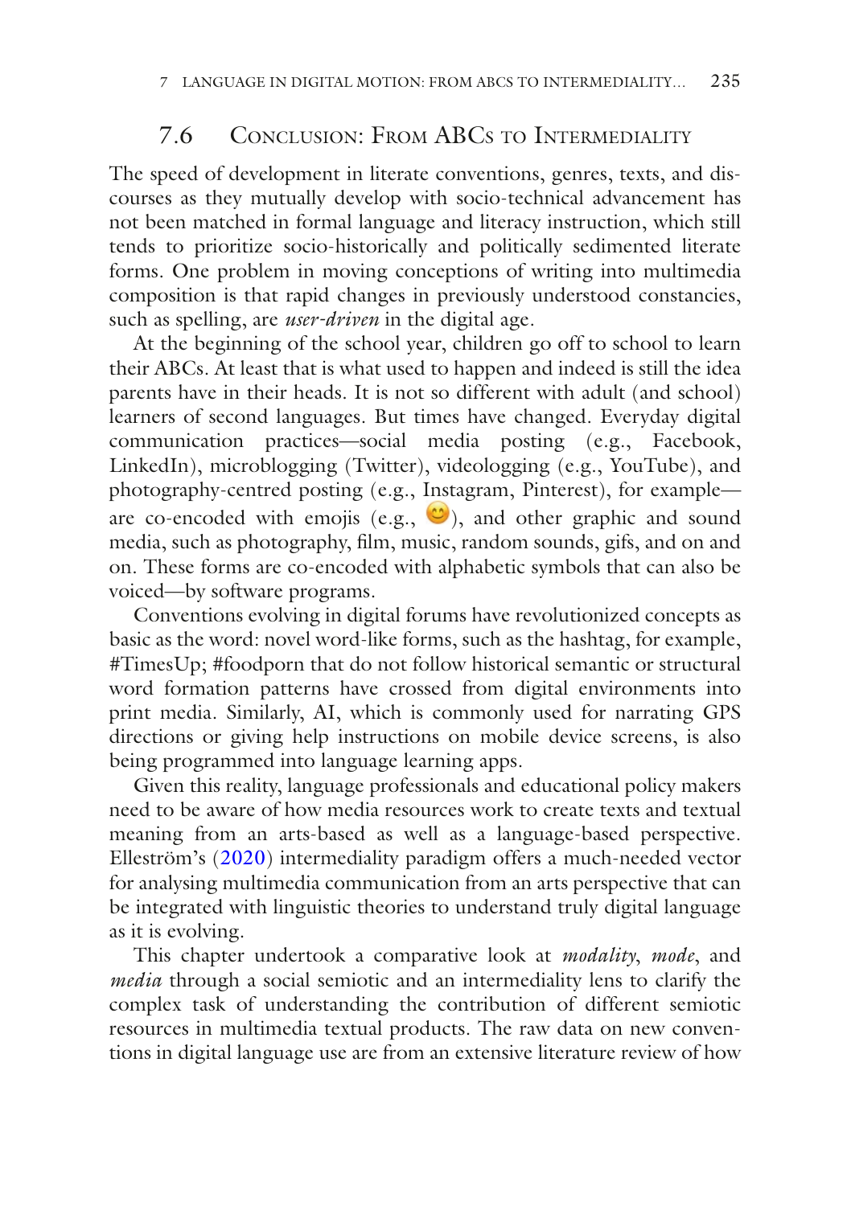## 7.6 Conclusion: From ABCs to Intermediality

The speed of development in literate conventions, genres, texts, and discourses as they mutually develop with socio-technical advancement has not been matched in formal language and literacy instruction, which still tends to prioritize socio-historically and politically sedimented literate forms. One problem in moving conceptions of writing into multimedia composition is that rapid changes in previously understood constancies, such as spelling, are *user-driven* in the digital age.

At the beginning of the school year, children go off to school to learn their ABCs. At least that is what used to happen and indeed is still the idea parents have in their heads. It is not so different with adult (and school) learners of second languages. But times have changed. Everyday digital communication practices—social media posting (e.g., Facebook, LinkedIn), microblogging (Twitter), videologging (e.g., YouTube), and photography-centred posting (e.g., Instagram, Pinterest), for example—are co-encoded with emojis (e.g., 😊), and other graphic and sound media, such as photography, film, music, random sounds, gifs, and on and on. These forms are co-encoded with alphabetic symbols that can also be voiced—by software programs.

Conventions evolving in digital forums have revolutionized concepts as basic as the word: novel word-like forms, such as the hashtag, for example, #TimesUp; #foodporn that do not follow historical semantic or structural word formation patterns have crossed from digital environments into print media. Similarly, AI, which is commonly used for narrating GPS directions or giving help instructions on mobile device screens, is also being programmed into language learning apps.

Given this reality, language professionals and educational policy makers need to be aware of how media resources work to create texts and textual meaning from an arts-based as well as a language-based perspective. Elleström's (2020) intermediality paradigm offers a much-needed vector for analysing multimedia communication from an arts perspective that can be integrated with linguistic theories to understand truly digital language as it is evolving.

This chapter undertook a comparative look at *modality*, *mode*, and *media* through a social semiotic and an intermediality lens to clarify the complex task of understanding the contribution of different semiotic resources in multimedia textual products. The raw data on new conventions in digital language use are from an extensive literature review of how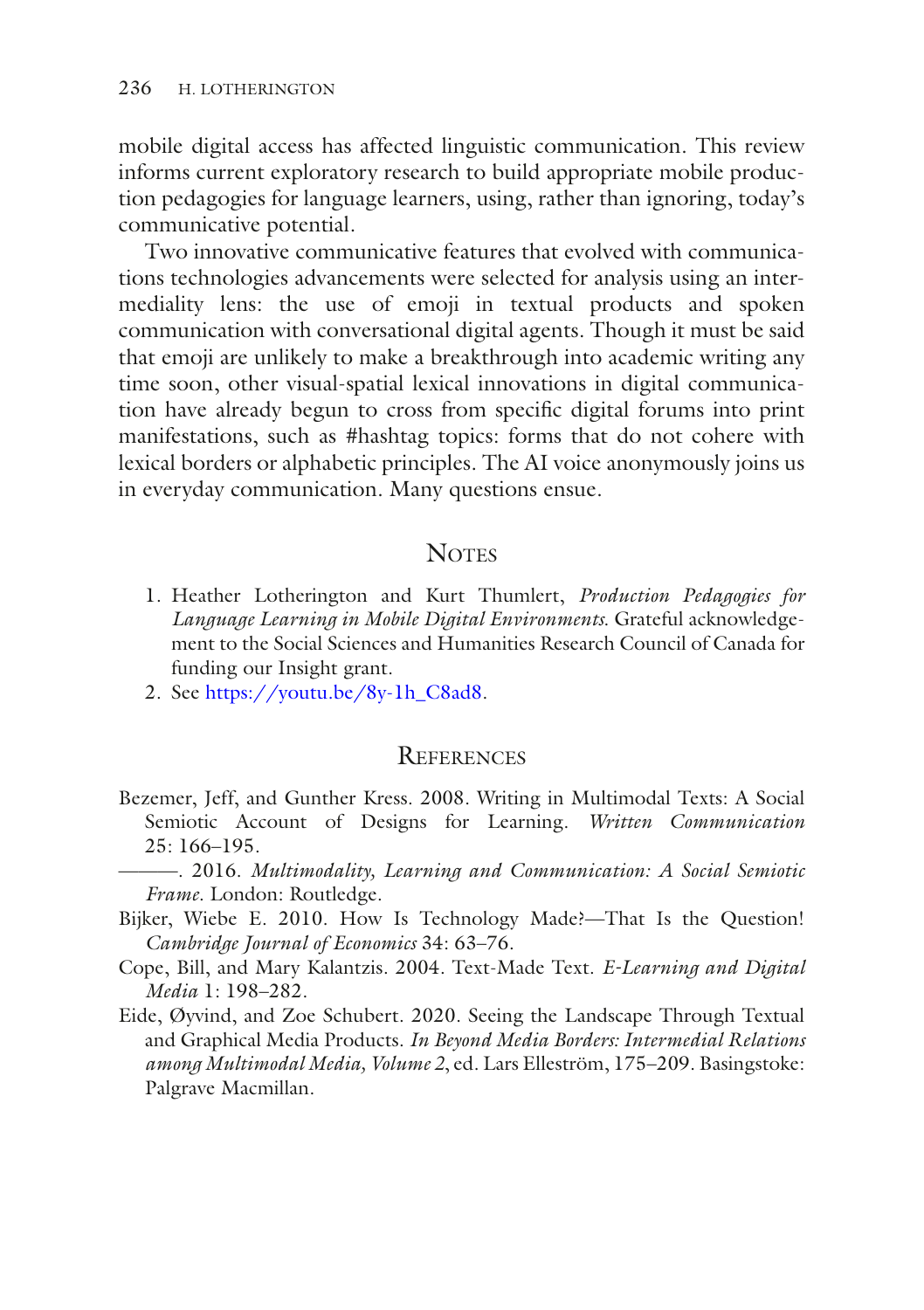mobile digital access has affected linguistic communication. This review informs current exploratory research to build appropriate mobile production pedagogies for language learners, using, rather than ignoring, today's communicative potential.

Two innovative communicative features that evolved with communications technologies advancements were selected for analysis using an intermediality lens: the use of emoji in textual products and spoken communication with conversational digital agents. Though it must be said that emoji are unlikely to make a breakthrough into academic writing any time soon, other visual-spatial lexical innovations in digital communication have already begun to cross from specific digital forums into print manifestations, such as #hashtag topics: forms that do not cohere with lexical borders or alphabetic principles. The AI voice anonymously joins us in everyday communication. Many questions ensue.

## Notes

1. Heather Lotherington and Kurt Thumlert, *Production Pedagogies for Language Learning in Mobile Digital Environments.* Grateful acknowledgement to the Social Sciences and Humanities Research Council of Canada for funding our Insight grant.
2. See https://youtu.be/8y-1h_C8ad8.

## References

Bezemer, Jeff, and Gunther Kress. 2008. Writing in Multimodal Texts: A Social Semiotic Account of Designs for Learning. *Written Communication* 25: 166–195.

———. 2016. *Multimodality, Learning and Communication: A Social Semiotic Frame.* London: Routledge.

Bijker, Wiebe E. 2010. How Is Technology Made?—That Is the Question! *Cambridge Journal of Economics* 34: 63–76.

Cope, Bill, and Mary Kalantzis. 2004. Text-Made Text. *E-Learning and Digital Media* 1: 198–282.

Eide, Øyvind, and Zoe Schubert. 2020. Seeing the Landscape Through Textual and Graphical Media Products. *In Beyond Media Borders: Intermedial Relations among Multimodal Media, Volume 2*, ed. Lars Elleström, 175–209. Basingstoke: Palgrave Macmillan.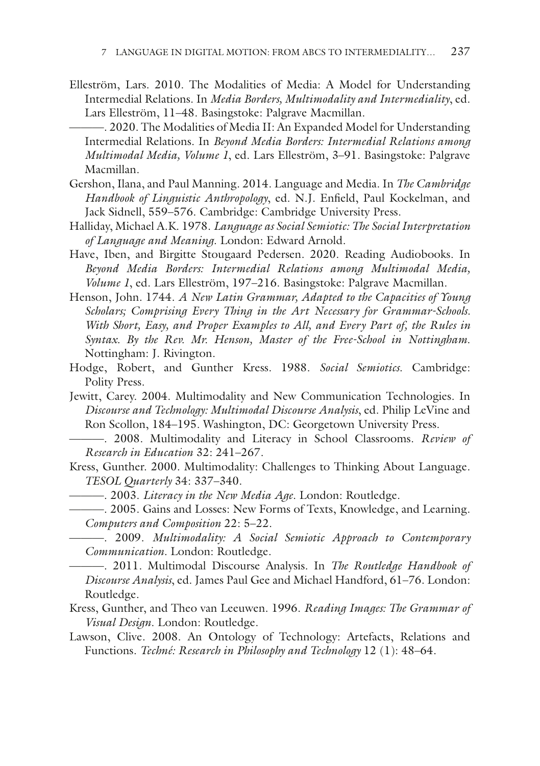Elleström, Lars. 2010. The Modalities of Media: A Model for Understanding Intermedial Relations. In *Media Borders, Multimodality and Intermediality*, ed. Lars Elleström, 11–48. Basingstoke: Palgrave Macmillan.

———. 2020. The Modalities of Media II: An Expanded Model for Understanding Intermedial Relations. In *Beyond Media Borders: Intermedial Relations among Multimodal Media, Volume 1*, ed. Lars Elleström, 3–91. Basingstoke: Palgrave Macmillan.

Gershon, Ilana, and Paul Manning. 2014. Language and Media. In *The Cambridge Handbook of Linguistic Anthropology*, ed. N.J. Enfield, Paul Kockelman, and Jack Sidnell, 559–576. Cambridge: Cambridge University Press.

Halliday, Michael A.K. 1978. *Language as Social Semiotic: The Social Interpretation of Language and Meaning*. London: Edward Arnold.

Have, Iben, and Birgitte Stougaard Pedersen. 2020. Reading Audiobooks. In *Beyond Media Borders: Intermedial Relations among Multimodal Media, Volume 1*, ed. Lars Elleström, 197–216. Basingstoke: Palgrave Macmillan.

Henson, John. 1744. *A New Latin Grammar, Adapted to the Capacities of Young Scholars; Comprising Every Thing in the Art Necessary for Grammar-Schools. With Short, Easy, and Proper Examples to All, and Every Part of, the Rules in Syntax. By the Rev. Mr. Henson, Master of the Free-School in Nottingham*. Nottingham: J. Rivington.

Hodge, Robert, and Gunther Kress. 1988. *Social Semiotics*. Cambridge: Polity Press.

Jewitt, Carey. 2004. Multimodality and New Communication Technologies. In *Discourse and Technology: Multimodal Discourse Analysis*, ed. Philip LeVine and Ron Scollon, 184–195. Washington, DC: Georgetown University Press.

———. 2008. Multimodality and Literacy in School Classrooms. *Review of Research in Education* 32: 241–267.

Kress, Gunther. 2000. Multimodality: Challenges to Thinking About Language. *TESOL Quarterly* 34: 337–340.

———. 2003. *Literacy in the New Media Age*. London: Routledge.

———. 2005. Gains and Losses: New Forms of Texts, Knowledge, and Learning. *Computers and Composition* 22: 5–22.

———. 2009. *Multimodality: A Social Semiotic Approach to Contemporary Communication*. London: Routledge.

———. 2011. Multimodal Discourse Analysis. In *The Routledge Handbook of Discourse Analysis*, ed. James Paul Gee and Michael Handford, 61–76. London: Routledge.

Kress, Gunther, and Theo van Leeuwen. 1996. *Reading Images: The Grammar of Visual Design*. London: Routledge.

Lawson, Clive. 2008. An Ontology of Technology: Artefacts, Relations and Functions. *Techné: Research in Philosophy and Technology* 12 (1): 48–64.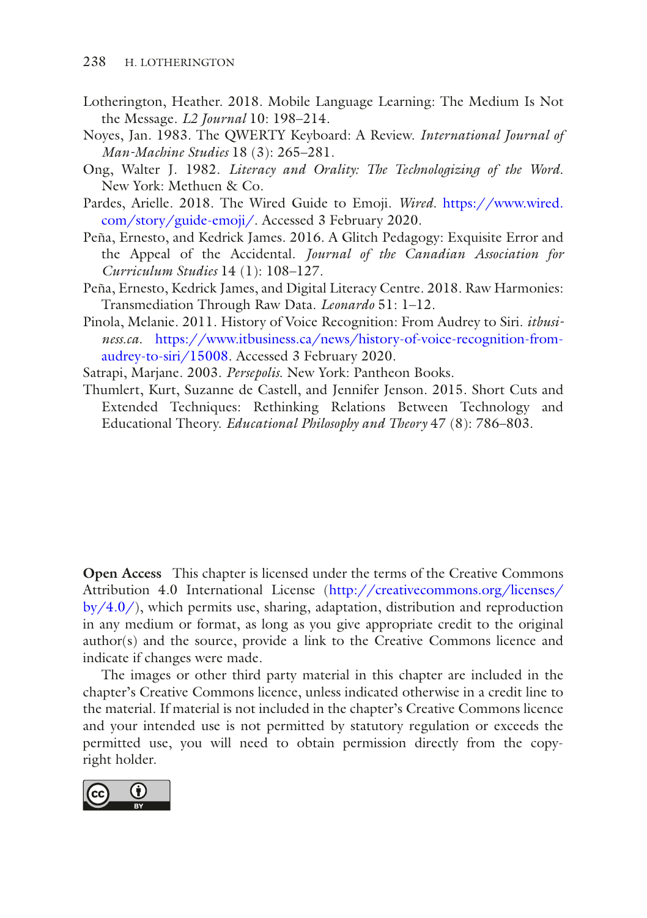Lotherington, Heather. 2018. Mobile Language Learning: The Medium Is Not the Message. *L2 Journal* 10: 198–214.

Noyes, Jan. 1983. The QWERTY Keyboard: A Review. *International Journal of Man-Machine Studies* 18 (3): 265–281.

Ong, Walter J. 1982. *Literacy and Orality: The Technologizing of the Word*. New York: Methuen & Co.

Pardes, Arielle. 2018. The Wired Guide to Emoji. *Wired*. https://www.wired.com/story/guide-emoji/. Accessed 3 February 2020.

Peña, Ernesto, and Kedrick James. 2016. A Glitch Pedagogy: Exquisite Error and the Appeal of the Accidental. *Journal of the Canadian Association for Curriculum Studies* 14 (1): 108–127.

Peña, Ernesto, Kedrick James, and Digital Literacy Centre. 2018. Raw Harmonies: Transmediation Through Raw Data. *Leonardo* 51: 1–12.

Pinola, Melanie. 2011. History of Voice Recognition: From Audrey to Siri. *itbusiness.ca*. https://www.itbusiness.ca/news/history-of-voice-recognition-from-audrey-to-siri/15008. Accessed 3 February 2020.

Satrapi, Marjane. 2003. *Persepolis*. New York: Pantheon Books.

Thumlert, Kurt, Suzanne de Castell, and Jennifer Jenson. 2015. Short Cuts and Extended Techniques: Rethinking Relations Between Technology and Educational Theory. *Educational Philosophy and Theory* 47 (8): 786–803.

**Open Access** This chapter is licensed under the terms of the Creative Commons Attribution 4.0 International License (http://creativecommons.org/licenses/by/4.0/), which permits use, sharing, adaptation, distribution and reproduction in any medium or format, as long as you give appropriate credit to the original author(s) and the source, provide a link to the Creative Commons licence and indicate if changes were made.

The images or other third party material in this chapter are included in the chapter's Creative Commons licence, unless indicated otherwise in a credit line to the material. If material is not included in the chapter's Creative Commons licence and your intended use is not permitted by statutory regulation or exceeds the permitted use, you will need to obtain permission directly from the copyright holder.